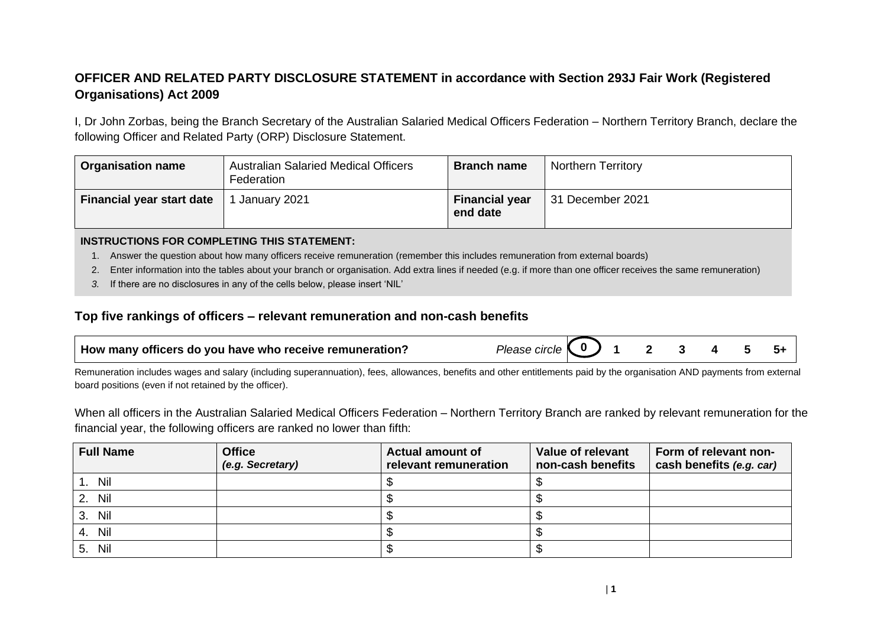## OFFICER AND RELATED PARTY DISCLOSURE STATEMENT in accordance with Section 293J Fair Work (Registered Organisations) Act 2009

I, Dr John Zorbas, being the Branch Secretary of the Australian Salaried Medical Officers Federation – Northern Territory Branch, declare the following Officer and Related Party (ORP) Disclosure Statement.

| **Organisation name** | Australian Salaried Medical Officers Federation | **Branch name** | Northern Territory |
|---|---|---|---|
| **Financial year start date** | 1 January 2021 | **Financial year end date** | 31 December 2021 |

**INSTRUCTIONS FOR COMPLETING THIS STATEMENT:**

1. Answer the question about how many officers receive remuneration (remember this includes remuneration from external boards)
2. Enter information into the tables about your branch or organisation. Add extra lines if needed (e.g. if more than one officer receives the same remuneration)
3. If there are no disclosures in any of the cells below, please insert 'NIL'

### Top five rankings of officers – relevant remuneration and non-cash benefits

| **How many officers do you have who receive remuneration?** | *Please circle* | **0** (circled) | **1** | **2** | **3** | **4** | **5** | **5+** |
|---|---|---|---|---|---|---|---|---|

Remuneration includes wages and salary (including superannuation), fees, allowances, benefits and other entitlements paid by the organisation AND payments from external board positions (even if not retained by the officer).

When all officers in the Australian Salaried Medical Officers Federation – Northern Territory Branch are ranked by relevant remuneration for the financial year, the following officers are ranked no lower than fifth:

| **Full Name** | **Office** *(e.g. Secretary)* | **Actual amount of relevant remuneration** | **Value of relevant non-cash benefits** | **Form of relevant non-cash benefits** *(e.g. car)* |
|---|---|---|---|---|
| 1. Nil | | $ | $ | |
| 2. Nil | | $ | $ | |
| 3. Nil | | $ | $ | |
| 4. Nil | | $ | $ | |
| 5. Nil | | $ | $ | |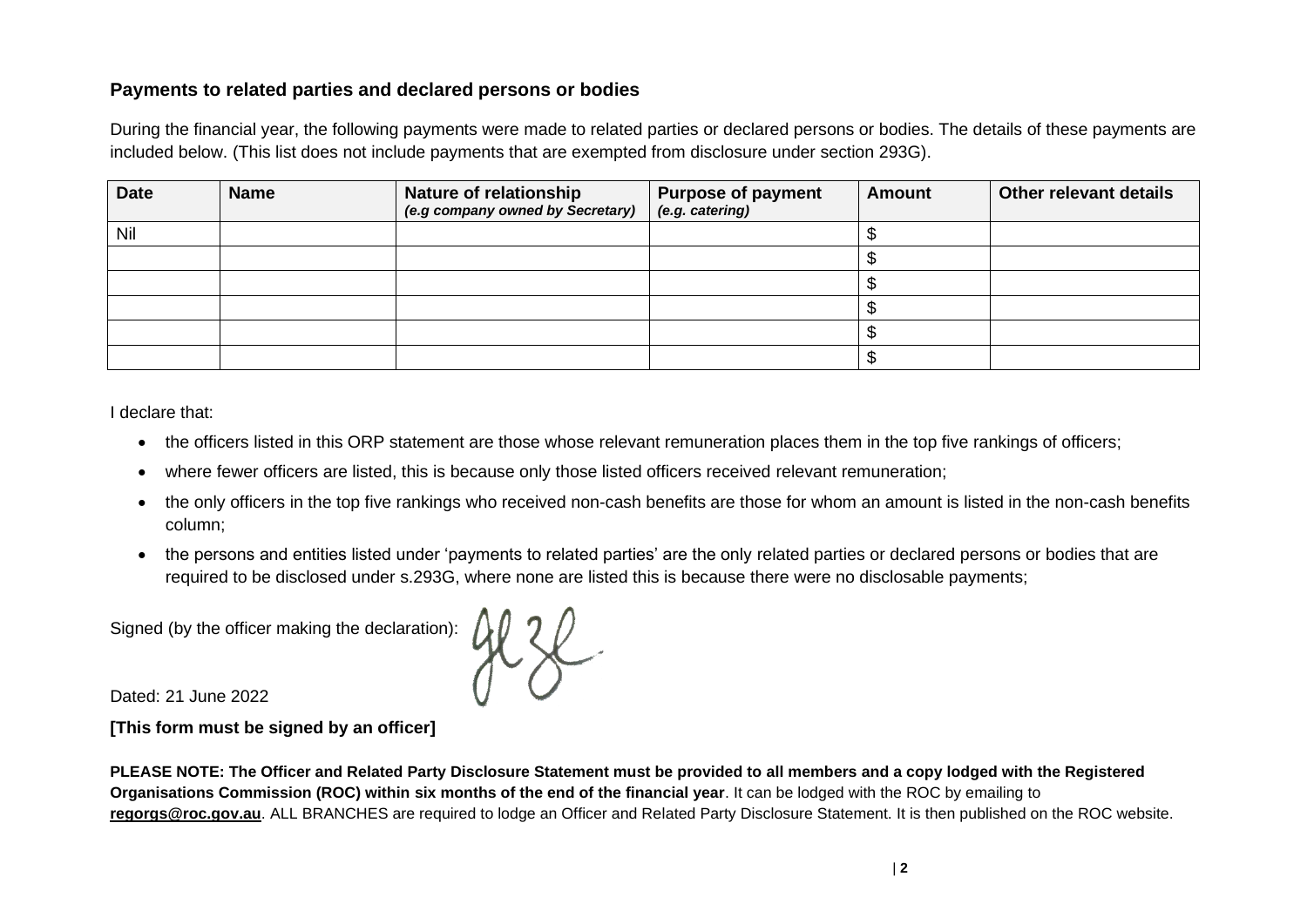## Payments to related parties and declared persons or bodies

During the financial year, the following payments were made to related parties or declared persons or bodies. The details of these payments are included below. (This list does not include payments that are exempted from disclosure under section 293G).

| Date | Name | Nature of relationship *(e.g company owned by Secretary)* | Purpose of payment *(e.g. catering)* | Amount | Other relevant details |
|---|---|---|---|---|---|
| Nil | | | | $ | |
| | | | | $ | |
| | | | | $ | |
| | | | | $ | |
| | | | | $ | |
| | | | | $ | |

I declare that:

- the officers listed in this ORP statement are those whose relevant remuneration places them in the top five rankings of officers;
- where fewer officers are listed, this is because only those listed officers received relevant remuneration;
- the only officers in the top five rankings who received non-cash benefits are those for whom an amount is listed in the non-cash benefits column;
- the persons and entities listed under 'payments to related parties' are the only related parties or declared persons or bodies that are required to be disclosed under s.293G, where none are listed this is because there were no disclosable payments;

Signed (by the officer making the declaration):

Dated: 21 June 2022

**[This form must be signed by an officer]**

**PLEASE NOTE: The Officer and Related Party Disclosure Statement must be provided to all members and a copy lodged with the Registered Organisations Commission (ROC) within six months of the end of the financial year**. It can be lodged with the ROC by emailing to **regorgs@roc.gov.au**. ALL BRANCHES are required to lodge an Officer and Related Party Disclosure Statement. It is then published on the ROC website.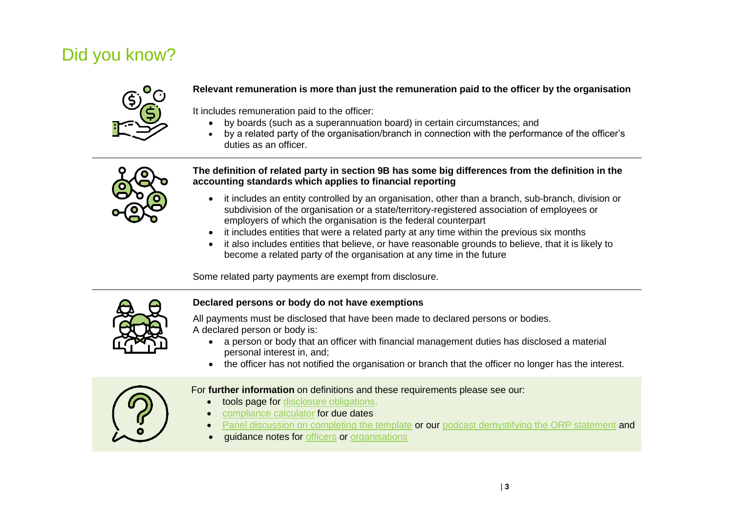# Did you know?

**Relevant remuneration is more than just the remuneration paid to the officer by the organisation**

It includes remuneration paid to the officer:

- by boards (such as a superannuation board) in certain circumstances; and
- by a related party of the organisation/branch in connection with the performance of the officer's duties as an officer.

**The definition of related party in section 9B has some big differences from the definition in the accounting standards which applies to financial reporting**

- it includes an entity controlled by an organisation, other than a branch, sub-branch, division or subdivision of the organisation or a state/territory-registered association of employees or employers of which the organisation is the federal counterpart
- it includes entities that were a related party at any time within the previous six months
- it also includes entities that believe, or have reasonable grounds to believe, that it is likely to become a related party of the organisation at any time in the future

Some related party payments are exempt from disclosure.

**Declared persons or body do not have exemptions**

All payments must be disclosed that have been made to declared persons or bodies.
A declared person or body is:

- a person or body that an officer with financial management duties has disclosed a material personal interest in, and;
- the officer has not notified the organisation or branch that the officer no longer has the interest.

For **further information** on definitions and these requirements please see our:

- tools page for disclosure obligations,
- compliance calculator for due dates
- Panel discussion on completing the template or our podcast demystifying the ORP statement and
- guidance notes for officers or organisations